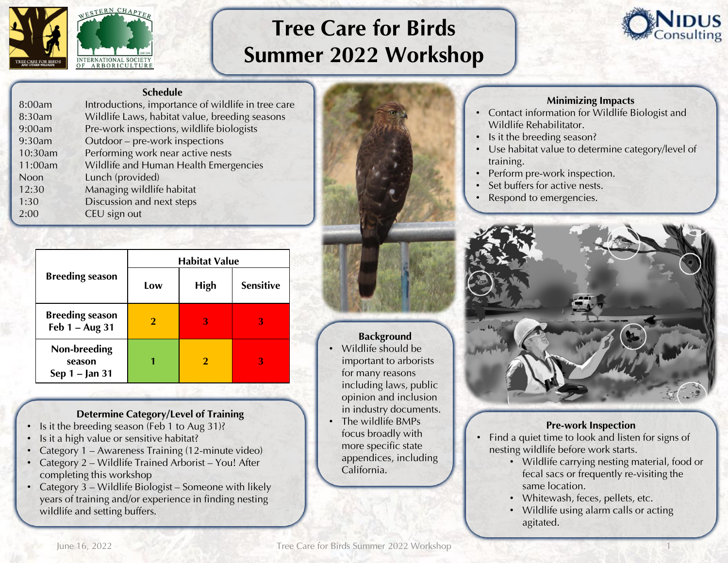# Tree Care for Birds Summer 2022 Workshop

## Schedule

| | |
|---|---|
| 8:00am | Introductions, importance of wildlife in tree care |
| 8:30am | Wildlife Laws, habitat value, breeding seasons |
| 9:00am | Pre-work inspections, wildlife biologists |
| 9:30am | Outdoor – pre-work inspections |
| 10:30am | Performing work near active nests |
| 11:00am | Wildlife and Human Health Emergencies |
| Noon | Lunch (provided) |
| 12:30 | Managing wildlife habitat |
| 1:30 | Discussion and next steps |
| 2:00 | CEU sign out |

| Breeding season | Habitat Value | | |
|---|---|---|---|
| | Low | High | Sensitive |
| Breeding season Feb 1 – Aug 31 | 2 | 3 | 3 |
| Non-breeding season Sep 1 – Jan 31 | 1 | 2 | 3 |

## Determine Category/Level of Training

- Is it the breeding season (Feb 1 to Aug 31)?
- Is it a high value or sensitive habitat?
- Category 1 – Awareness Training (12-minute video)
- Category 2 – Wildlife Trained Arborist – You! After completing this workshop
- Category 3 – Wildlife Biologist – Someone with likely years of training and/or experience in finding nesting wildlife and setting buffers.

## Background

- Wildlife should be important to arborists for many reasons including laws, public opinion and inclusion in industry documents.
- The wildlife BMPs focus broadly with more specific state appendices, including California.

## Minimizing Impacts

- Contact information for Wildlife Biologist and Wildlife Rehabilitator.
- Is it the breeding season?
- Use habitat value to determine category/level of training.
- Perform pre-work inspection.
- Set buffers for active nests.
- Respond to emergencies.

## Pre-work Inspection

- Find a quiet time to look and listen for signs of nesting wildlife before work starts.
  - Wildlife carrying nesting material, food or fecal sacs or frequently re-visiting the same location.
  - Whitewash, feces, pellets, etc.
  - Wildlife using alarm calls or acting agitated.

June 16, 2022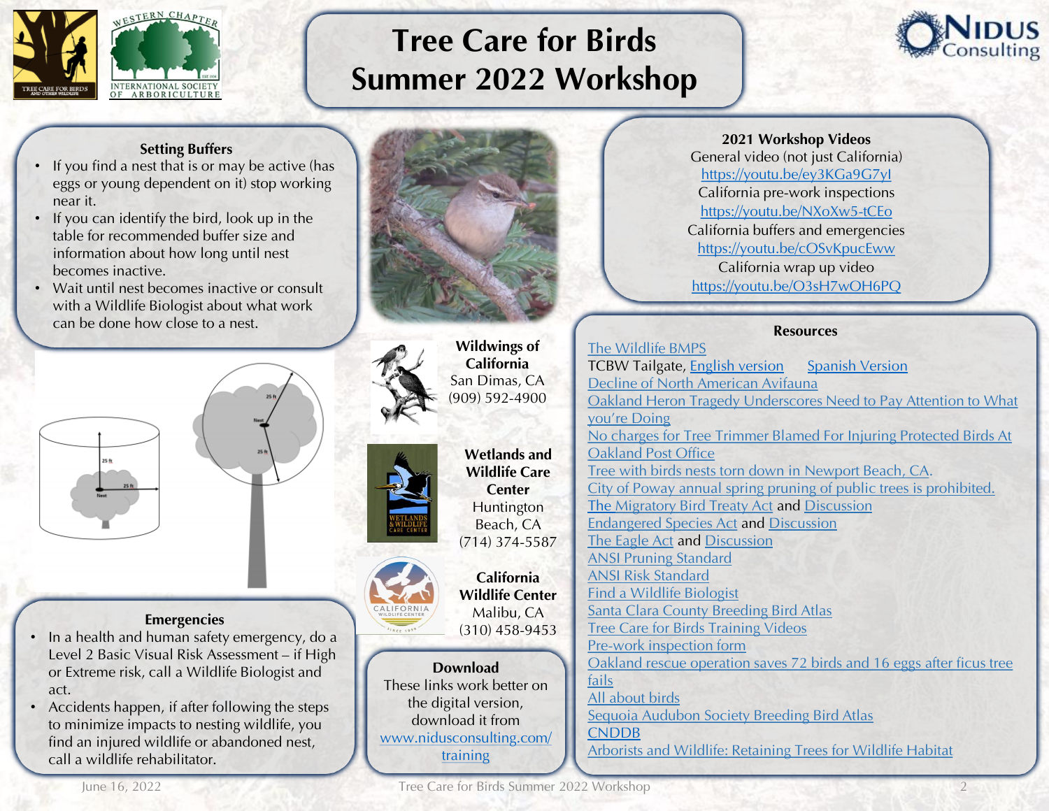# Tree Care for Birds Summer 2022 Workshop

## Setting Buffers

- If you find a nest that is or may be active (has eggs or young dependent on it) stop working near it.
- If you can identify the bird, look up in the table for recommended buffer size and information about how long until nest becomes inactive.
- Wait until nest becomes inactive or consult with a Wildlife Biologist about what work can be done how close to a nest.

25 ft
25 ft
Nest

25 ft
Nest
25 ft

## Emergencies

- In a health and human safety emergency, do a Level 2 Basic Visual Risk Assessment – if High or Extreme risk, call a Wildlife Biologist and act.
- Accidents happen, if after following the steps to minimize impacts to nesting wildlife, you find an injured wildlife or abandoned nest, call a wildlife rehabilitator.

**Wildwings of California**
San Dimas, CA
(909) 592-4900

**Wetlands and Wildlife Care Center**
Huntington Beach, CA
(714) 374-5587

**California Wildlife Center**
Malibu, CA
(310) 458-9453

## Download

These links work better on the digital version, download it from www.nidusconsulting.com/training

## 2021 Workshop Videos

General video (not just California)
https://youtu.be/ey3KGa9G7yI
California pre-work inspections
https://youtu.be/NXoXw5-tCEo
California buffers and emergencies
https://youtu.be/cOSvKpucEww
California wrap up video
https://youtu.be/O3sH7wOH6PQ

## Resources

The Wildlife BMPS
TCBW Tailgate, English version Spanish Version
Decline of North American Avifauna
Oakland Heron Tragedy Underscores Need to Pay Attention to What you're Doing
No charges for Tree Trimmer Blamed For Injuring Protected Birds At Oakland Post Office
Tree with birds nests torn down in Newport Beach, CA.
City of Poway annual spring pruning of public trees is prohibited.
The Migratory Bird Treaty Act and Discussion
Endangered Species Act and Discussion
The Eagle Act and Discussion
ANSI Pruning Standard
ANSI Risk Standard
Find a Wildlife Biologist
Santa Clara County Breeding Bird Atlas
Tree Care for Birds Training Videos
Pre-work inspection form
Oakland rescue operation saves 72 birds and 16 eggs after ficus tree fails
All about birds
Sequoia Audubon Society Breeding Bird Atlas
CNDDB
Arborists and Wildlife: Retaining Trees for Wildlife Habitat